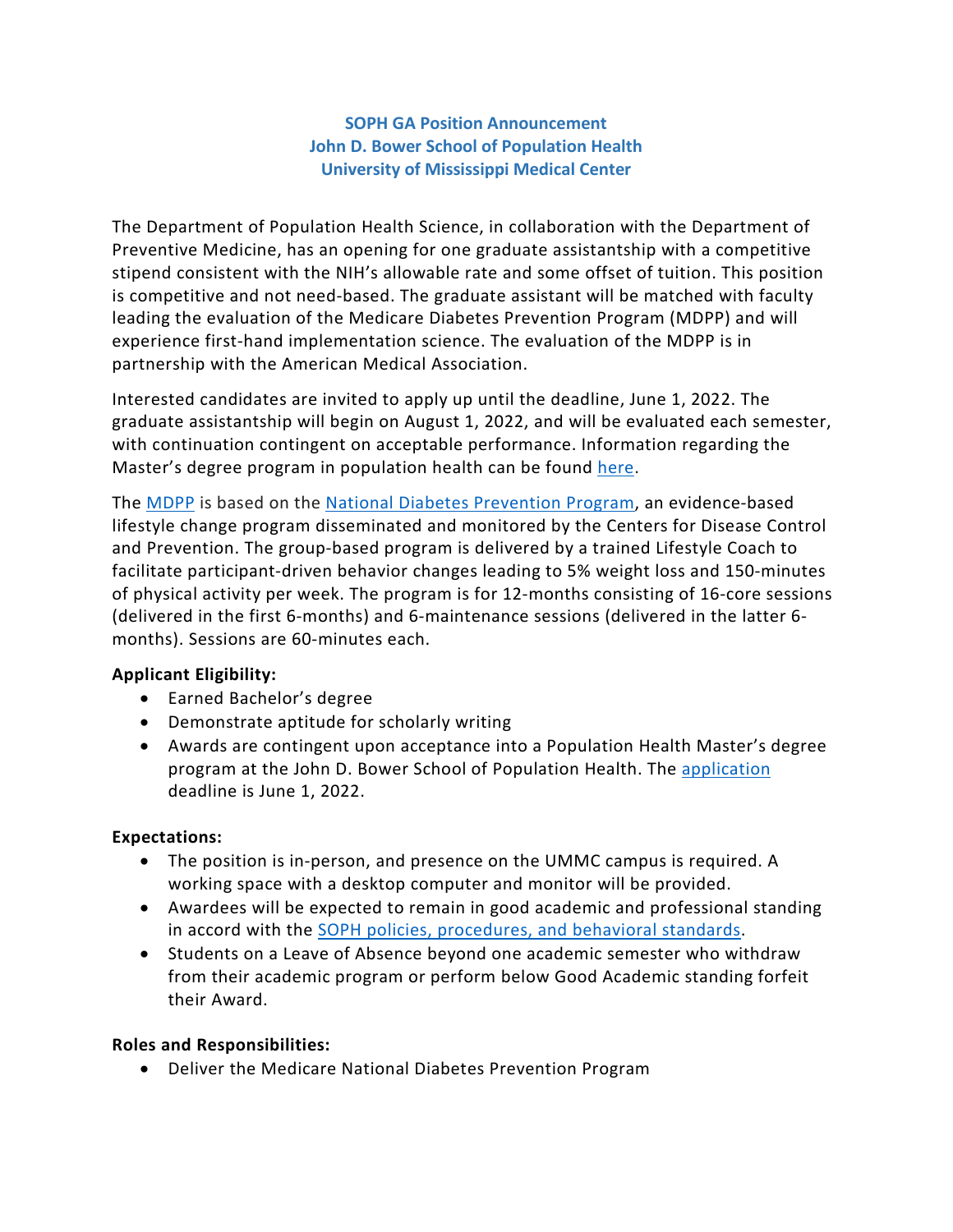**SOPH GA Position Announcement**
**John D. Bower School of Population Health**
**University of Mississippi Medical Center**

The Department of Population Health Science, in collaboration with the Department of Preventive Medicine, has an opening for one graduate assistantship with a competitive stipend consistent with the NIH's allowable rate and some offset of tuition. This position is competitive and not need-based. The graduate assistant will be matched with faculty leading the evaluation of the Medicare Diabetes Prevention Program (MDPP) and will experience first-hand implementation science. The evaluation of the MDPP is in partnership with the American Medical Association.

Interested candidates are invited to apply up until the deadline, June 1, 2022. The graduate assistantship will begin on August 1, 2022, and will be evaluated each semester, with continuation contingent on acceptable performance. Information regarding the Master's degree program in population health can be found here.

The MDPP is based on the National Diabetes Prevention Program, an evidence-based lifestyle change program disseminated and monitored by the Centers for Disease Control and Prevention. The group-based program is delivered by a trained Lifestyle Coach to facilitate participant-driven behavior changes leading to 5% weight loss and 150-minutes of physical activity per week. The program is for 12-months consisting of 16-core sessions (delivered in the first 6-months) and 6-maintenance sessions (delivered in the latter 6-months). Sessions are 60-minutes each.

**Applicant Eligibility:**

- Earned Bachelor's degree
- Demonstrate aptitude for scholarly writing
- Awards are contingent upon acceptance into a Population Health Master's degree program at the John D. Bower School of Population Health. The application deadline is June 1, 2022.

**Expectations:**

- The position is in-person, and presence on the UMMC campus is required. A working space with a desktop computer and monitor will be provided.
- Awardees will be expected to remain in good academic and professional standing in accord with the SOPH policies, procedures, and behavioral standards.
- Students on a Leave of Absence beyond one academic semester who withdraw from their academic program or perform below Good Academic standing forfeit their Award.

**Roles and Responsibilities:**

- Deliver the Medicare National Diabetes Prevention Program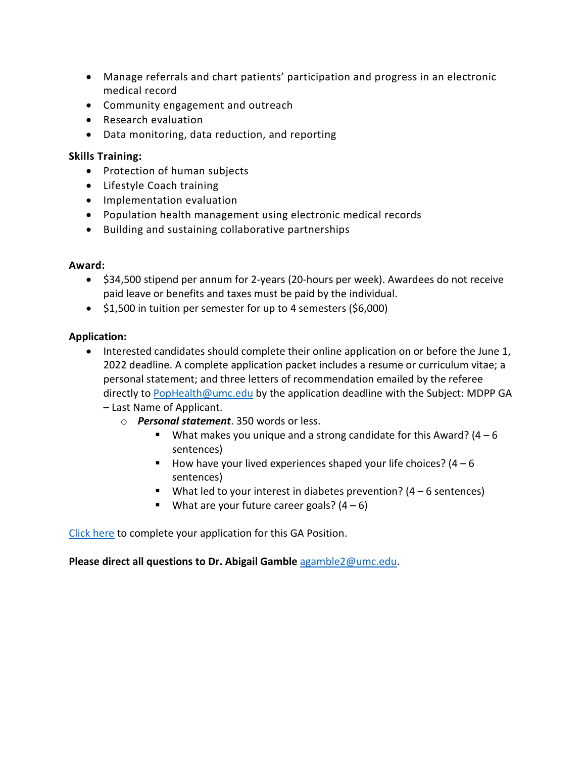- Manage referrals and chart patients' participation and progress in an electronic medical record
- Community engagement and outreach
- Research evaluation
- Data monitoring, data reduction, and reporting

**Skills Training:**

- Protection of human subjects
- Lifestyle Coach training
- Implementation evaluation
- Population health management using electronic medical records
- Building and sustaining collaborative partnerships

**Award:**

- $34,500 stipend per annum for 2-years (20-hours per week). Awardees do not receive paid leave or benefits and taxes must be paid by the individual.
- $1,500 in tuition per semester for up to 4 semesters ($6,000)

**Application:**

- Interested candidates should complete their online application on or before the June 1, 2022 deadline. A complete application packet includes a resume or curriculum vitae; a personal statement; and three letters of recommendation emailed by the referee directly to PopHealth@umc.edu by the application deadline with the Subject: MDPP GA – Last Name of Applicant.
  - ***Personal statement***. 350 words or less.
    - What makes you unique and a strong candidate for this Award? (4 – 6 sentences)
    - How have your lived experiences shaped your life choices? (4 – 6 sentences)
    - What led to your interest in diabetes prevention? (4 – 6 sentences)
    - What are your future career goals? (4 – 6)

Click here to complete your application for this GA Position.

**Please direct all questions to Dr. Abigail Gamble** agamble2@umc.edu.